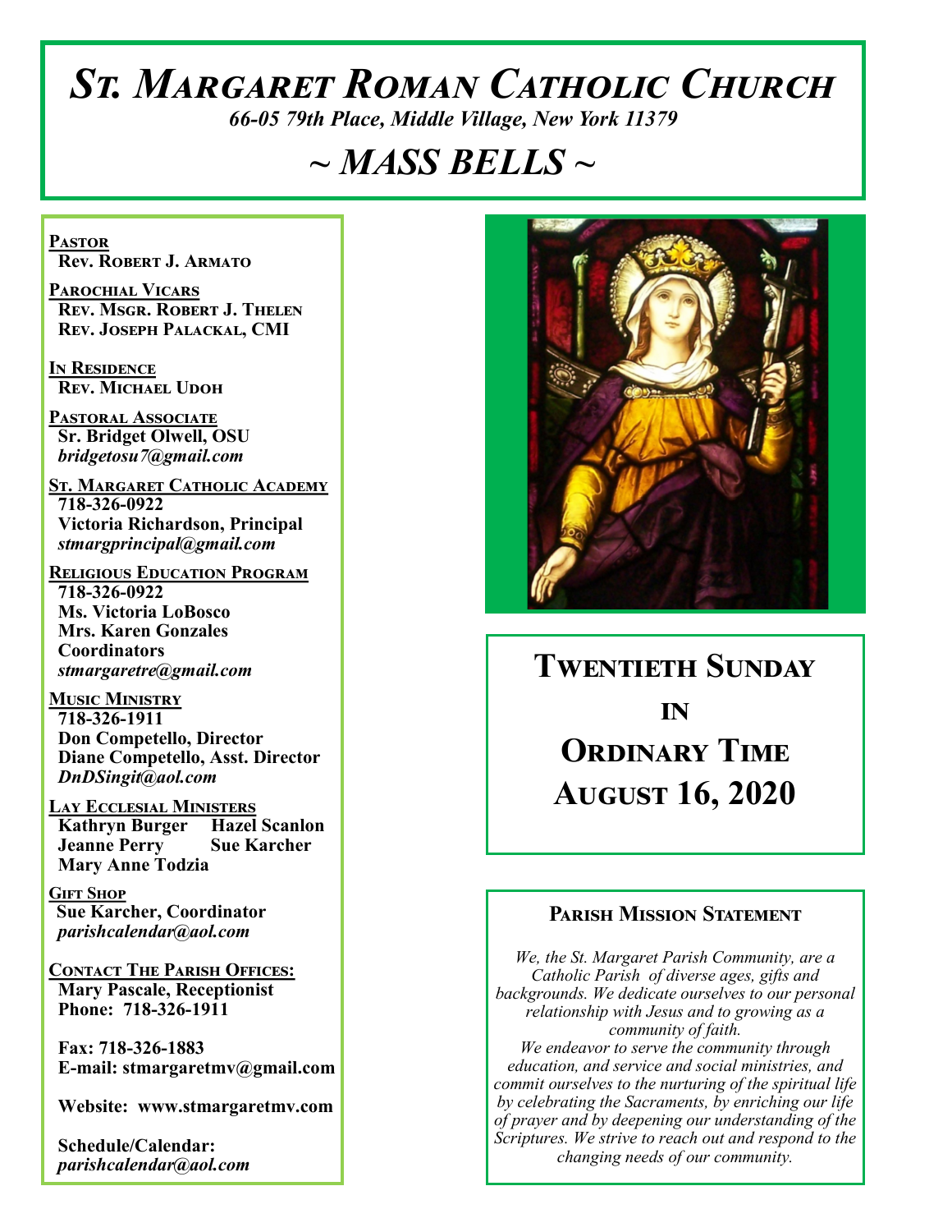# St. Margaret Roman Catholic Church

*66-05 79th Place, Middle Village, New York 11379*

## *~ MASS BELLS ~*

**Pastor**
Rev. Robert J. Armato

**Parochial Vicars**
Rev. Msgr. Robert J. Thelen
Rev. Joseph Palackal, CMI

**In Residence**
Rev. Michael Udoh

**Pastoral Associate**
Sr. Bridget Olwell, OSU
*bridgetosu7@gmail.com*

**St. Margaret Catholic Academy**
718-326-0922
Victoria Richardson, Principal
*stmargprincipal@gmail.com*

**Religious Education Program**
718-326-0922
Ms. Victoria LoBosco
Mrs. Karen Gonzales
Coordinators
*stmargaretre@gmail.com*

**Music Ministry**
718-326-1911
Don Competello, Director
Diane Competello, Asst. Director
*DnDSingit@aol.com*

**Lay Ecclesial Ministers**
Kathryn Burger
Hazel Scanlon
Jeanne Perry
Sue Karcher
Mary Anne Todzia

**Gift Shop**
Sue Karcher, Coordinator
*parishcalendar@aol.com*

**Contact The Parish Offices:**
Mary Pascale, Receptionist
Phone: 718-326-1911

Fax: 718-326-1883
E-mail: stmargaretmv@gmail.com

Website: www.stmargaretmv.com

Schedule/Calendar:
*parishcalendar@aol.com*

## Twentieth Sunday in Ordinary Time
## August 16, 2020

### Parish Mission Statement

*We, the St. Margaret Parish Community, are a Catholic Parish of diverse ages, gifts and backgrounds. We dedicate ourselves to our personal relationship with Jesus and to growing as a community of faith. We endeavor to serve the community through education, and service and social ministries, and commit ourselves to the nurturing of the spiritual life by celebrating the Sacraments, by enriching our life of prayer and by deepening our understanding of the Scriptures. We strive to reach out and respond to the changing needs of our community.*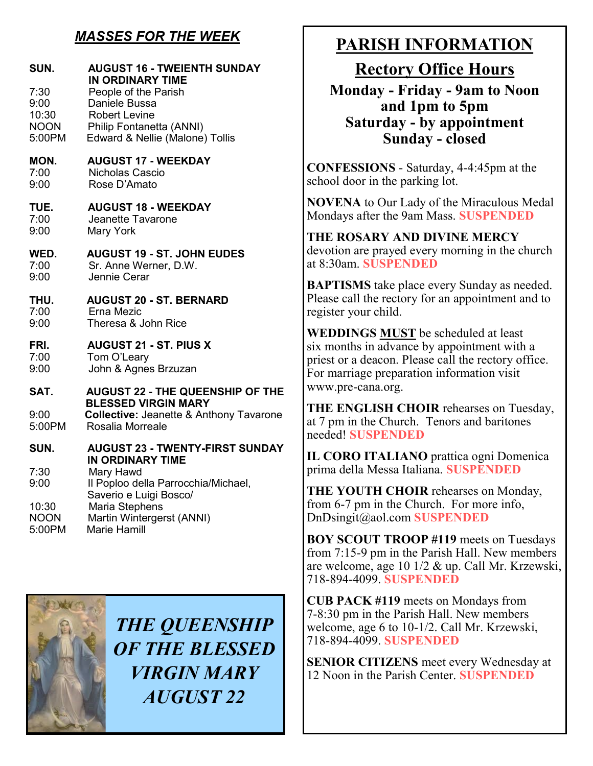## *MASSES FOR THE WEEK*

**SUN. — AUGUST 16 - TWEIENTH SUNDAY IN ORDINARY TIME**

| | |
|---|---|
| 7:30 | People of the Parish |
| 9:00 | Daniele Bussa |
| 10:30 | Robert Levine |
| NOON | Philip Fontanetta (ANNI) |
| 5:00PM | Edward & Nellie (Malone) Tollis |

**MON. — AUGUST 17 - WEEKDAY**

| | |
|---|---|
| 7:00 | Nicholas Cascio |
| 9:00 | Rose D'Amato |

**TUE. — AUGUST 18 - WEEKDAY**

| | |
|---|---|
| 7:00 | Jeanette Tavarone |
| 9:00 | Mary York |

**WED. — AUGUST 19 - ST. JOHN EUDES**

| | |
|---|---|
| 7:00 | Sr. Anne Werner, D.W. |
| 9:00 | Jennie Cerar |

**THU. — AUGUST 20 - ST. BERNARD**

| | |
|---|---|
| 7:00 | Erna Mezic |
| 9:00 | Theresa & John Rice |

**FRI. — AUGUST 21 - ST. PIUS X**

| | |
|---|---|
| 7:00 | Tom O'Leary |
| 9:00 | John & Agnes Brzuzan |

**SAT. — AUGUST 22 - THE QUEENSHIP OF THE BLESSED VIRGIN MARY**

| | |
|---|---|
| 9:00 | **Collective:** Jeanette & Anthony Tavarone |
| 5:00PM | Rosalia Morreale |

**SUN. — AUGUST 23 - TWENTY-FIRST SUNDAY IN ORDINARY TIME**

| | |
|---|---|
| 7:30 | Mary Hawd |
| 9:00 | Il Poploo della Parrocchia/Michael, Saverio e Luigi Bosco/ |
| 10:30 | Maria Stephens |
| NOON | Martin Wintergerst (ANNI) |
| 5:00PM | Marie Hamill |

***THE QUEENSHIP OF THE BLESSED VIRGIN MARY AUGUST 22***

# PARISH INFORMATION

## Rectory Office Hours

**Monday - Friday - 9am to Noon and 1pm to 5pm**
**Saturday - by appointment**
**Sunday - closed**

**CONFESSIONS** - Saturday, 4-4:45pm at the school door in the parking lot.

**NOVENA** to Our Lady of the Miraculous Medal Mondays after the 9am Mass. **SUSPENDED**

**THE ROSARY AND DIVINE MERCY** devotion are prayed every morning in the church at 8:30am. **SUSPENDED**

**BAPTISMS** take place every Sunday as needed. Please call the rectory for an appointment and to register your child.

**WEDDINGS MUST** be scheduled at least six months in advance by appointment with a priest or a deacon. Please call the rectory office. For marriage preparation information visit www.pre-cana.org.

**THE ENGLISH CHOIR** rehearses on Tuesday, at 7 pm in the Church. Tenors and baritones needed! **SUSPENDED**

**IL CORO ITALIANO** prattica ogni Domenica prima della Messa Italiana. **SUSPENDED**

**THE YOUTH CHOIR** rehearses on Monday, from 6-7 pm in the Church. For more info, DnDsingit@aol.com **SUSPENDED**

**BOY SCOUT TROOP #119** meets on Tuesdays from 7:15-9 pm in the Parish Hall. New members are welcome, age 10 1/2 & up. Call Mr. Krzewski, 718-894-4099. **SUSPENDED**

**CUB PACK #119** meets on Mondays from 7-8:30 pm in the Parish Hall. New members welcome, age 6 to 10-1/2. Call Mr. Krzewski, 718-894-4099. **SUSPENDED**

**SENIOR CITIZENS** meet every Wednesday at 12 Noon in the Parish Center. **SUSPENDED**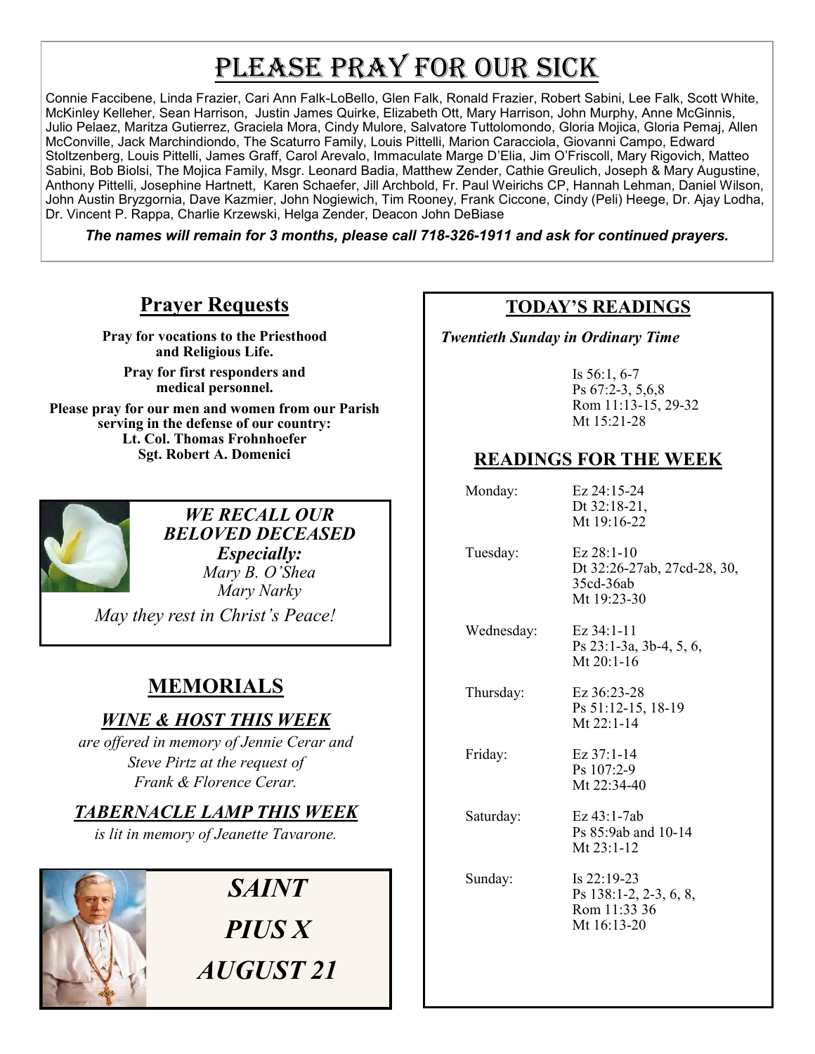# Please Pray for Our Sick

Connie Faccibene, Linda Frazier, Cari Ann Falk-LoBello, Glen Falk, Ronald Frazier, Robert Sabini, Lee Falk, Scott White, McKinley Kelleher, Sean Harrison, Justin James Quirke, Elizabeth Ott, Mary Harrison, John Murphy, Anne McGinnis, Julio Pelaez, Maritza Gutierrez, Graciela Mora, Cindy Mulore, Salvatore Tuttolomondo, Gloria Mojica, Gloria Pemaj, Allen McConville, Jack Marchindiondo, The Scaturro Family, Louis Pittelli, Marion Caracciola, Giovanni Campo, Edward Stoltzenberg, Louis Pittelli, James Graff, Carol Arevalo, Immaculate Marge D'Elia, Jim O'Friscoll, Mary Rigovich, Matteo Sabini, Bob Biolsi, The Mojica Family, Msgr. Leonard Badia, Matthew Zender, Cathie Greulich, Joseph & Mary Augustine, Anthony Pittelli, Josephine Hartnett, Karen Schaefer, Jill Archbold, Fr. Paul Weirichs CP, Hannah Lehman, Daniel Wilson, John Austin Bryzgornia, Dave Kazmier, John Nogiewich, Tim Rooney, Frank Ciccone, Cindy (Peli) Heege, Dr. Ajay Lodha, Dr. Vincent P. Rappa, Charlie Krzewski, Helga Zender, Deacon John DeBiase

***The names will remain for 3 months, please call 718-326-1911 and ask for continued prayers.***

## Prayer Requests

**Pray for vocations to the Priesthood and Religious Life.**

**Pray for first responders and medical personnel.**

**Please pray for our men and women from our Parish serving in the defense of our country:**
**Lt. Col. Thomas Frohnhoefer**
**Sgt. Robert A. Domenici**

***WE RECALL OUR BELOVED DECEASED***
***Especially:***
*Mary B. O'Shea*
*Mary Narky*

*May they rest in Christ's Peace!*

## MEMORIALS

### *WINE & HOST THIS WEEK*

*are offered in memory of Jennie Cerar and Steve Pirtz at the request of Frank & Florence Cerar.*

### *TABERNACLE LAMP THIS WEEK*

*is lit in memory of Jeanette Tavarone.*

***SAINT PIUS X***
***AUGUST 21***

## TODAY'S READINGS

***Twentieth Sunday in Ordinary Time***

Is 56:1, 6-7
Ps 67:2-3, 5,6,8
Rom 11:13-15, 29-32
Mt 15:21-28

## READINGS FOR THE WEEK

| Day | Readings |
|---|---|
| Monday: | Ez 24:15-24<br>Dt 32:18-21,<br>Mt 19:16-22 |
| Tuesday: | Ez 28:1-10<br>Dt 32:26-27ab, 27cd-28, 30, 35cd-36ab<br>Mt 19:23-30 |
| Wednesday: | Ez 34:1-11<br>Ps 23:1-3a, 3b-4, 5, 6,<br>Mt 20:1-16 |
| Thursday: | Ez 36:23-28<br>Ps 51:12-15, 18-19<br>Mt 22:1-14 |
| Friday: | Ez 37:1-14<br>Ps 107:2-9<br>Mt 22:34-40 |
| Saturday: | Ez 43:1-7ab<br>Ps 85:9ab and 10-14<br>Mt 23:1-12 |
| Sunday: | Is 22:19-23<br>Ps 138:1-2, 2-3, 6, 8,<br>Rom 11:33 36<br>Mt 16:13-20 |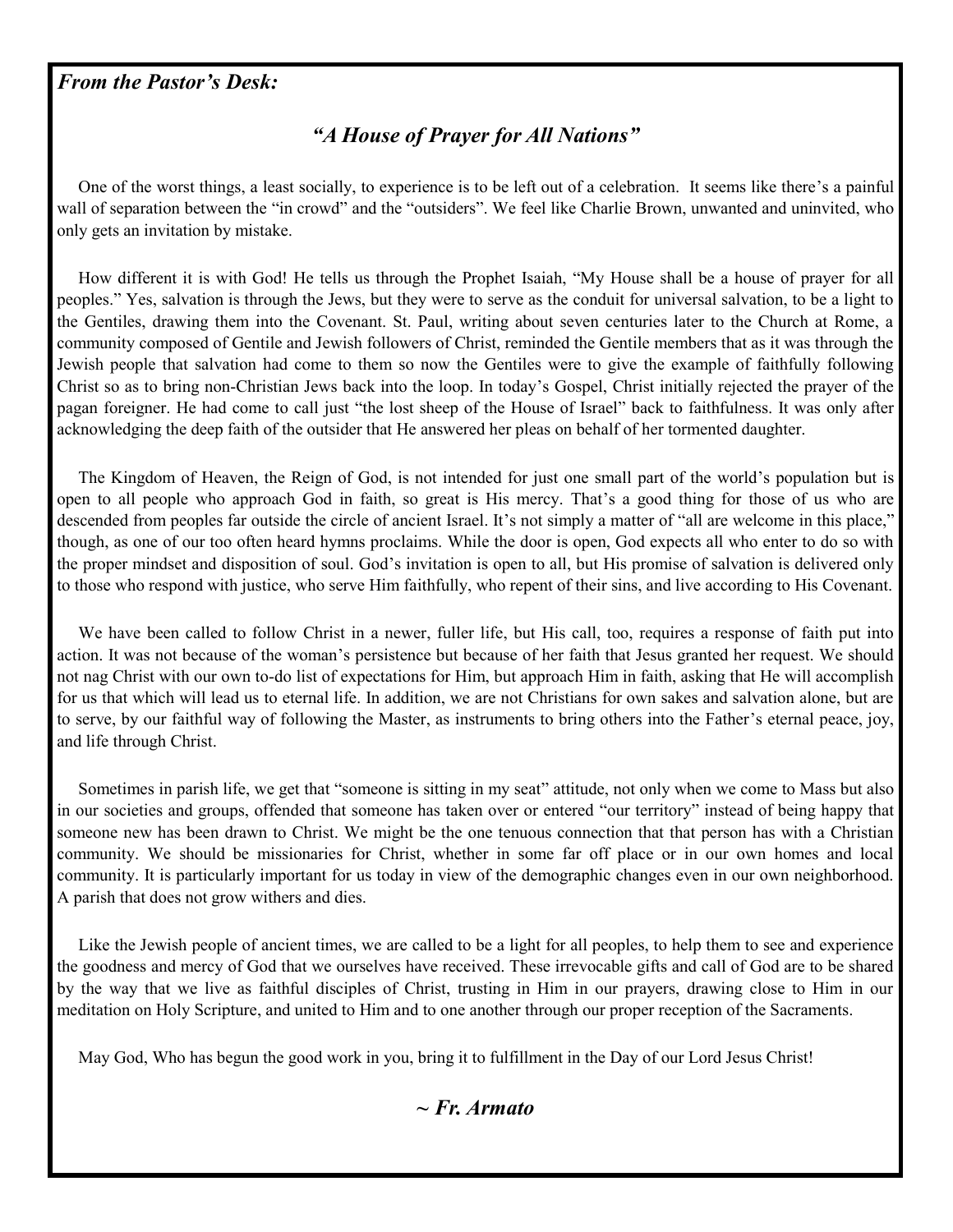***From the Pastor's Desk:***

## *"A House of Prayer for All Nations"*

One of the worst things, a least socially, to experience is to be left out of a celebration. It seems like there's a painful wall of separation between the "in crowd" and the "outsiders". We feel like Charlie Brown, unwanted and uninvited, who only gets an invitation by mistake.

How different it is with God! He tells us through the Prophet Isaiah, "My House shall be a house of prayer for all peoples." Yes, salvation is through the Jews, but they were to serve as the conduit for universal salvation, to be a light to the Gentiles, drawing them into the Covenant. St. Paul, writing about seven centuries later to the Church at Rome, a community composed of Gentile and Jewish followers of Christ, reminded the Gentile members that as it was through the Jewish people that salvation had come to them so now the Gentiles were to give the example of faithfully following Christ so as to bring non-Christian Jews back into the loop. In today's Gospel, Christ initially rejected the prayer of the pagan foreigner. He had come to call just "the lost sheep of the House of Israel" back to faithfulness. It was only after acknowledging the deep faith of the outsider that He answered her pleas on behalf of her tormented daughter.

The Kingdom of Heaven, the Reign of God, is not intended for just one small part of the world's population but is open to all people who approach God in faith, so great is His mercy. That's a good thing for those of us who are descended from peoples far outside the circle of ancient Israel. It's not simply a matter of "all are welcome in this place," though, as one of our too often heard hymns proclaims. While the door is open, God expects all who enter to do so with the proper mindset and disposition of soul. God's invitation is open to all, but His promise of salvation is delivered only to those who respond with justice, who serve Him faithfully, who repent of their sins, and live according to His Covenant.

We have been called to follow Christ in a newer, fuller life, but His call, too, requires a response of faith put into action. It was not because of the woman's persistence but because of her faith that Jesus granted her request. We should not nag Christ with our own to-do list of expectations for Him, but approach Him in faith, asking that He will accomplish for us that which will lead us to eternal life. In addition, we are not Christians for own sakes and salvation alone, but are to serve, by our faithful way of following the Master, as instruments to bring others into the Father's eternal peace, joy, and life through Christ.

Sometimes in parish life, we get that "someone is sitting in my seat" attitude, not only when we come to Mass but also in our societies and groups, offended that someone has taken over or entered "our territory" instead of being happy that someone new has been drawn to Christ. We might be the one tenuous connection that that person has with a Christian community. We should be missionaries for Christ, whether in some far off place or in our own homes and local community. It is particularly important for us today in view of the demographic changes even in our own neighborhood. A parish that does not grow withers and dies.

Like the Jewish people of ancient times, we are called to be a light for all peoples, to help them to see and experience the goodness and mercy of God that we ourselves have received. These irrevocable gifts and call of God are to be shared by the way that we live as faithful disciples of Christ, trusting in Him in our prayers, drawing close to Him in our meditation on Holy Scripture, and united to Him and to one another through our proper reception of the Sacraments.

May God, Who has begun the good work in you, bring it to fulfillment in the Day of our Lord Jesus Christ!

***~ Fr. Armato***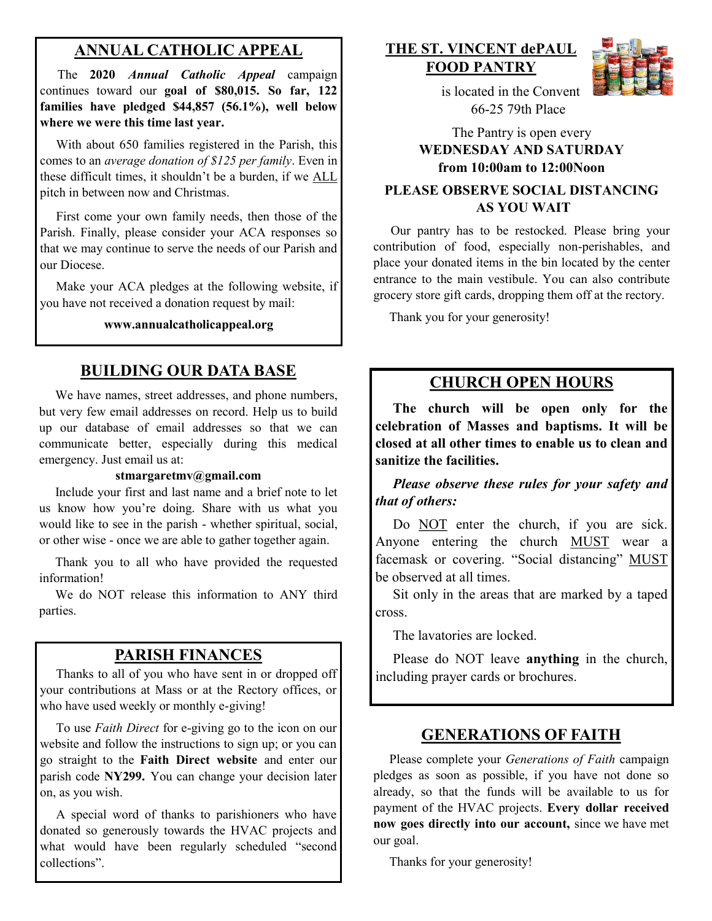## ANNUAL CATHOLIC APPEAL

The **2020** ***Annual Catholic Appeal*** campaign continues toward our **goal of $80,015. So far, 122 families have pledged $44,857 (56.1%), well below where we were this time last year.**

With about 650 families registered in the Parish, this comes to an *average donation of $125 per family*. Even in these difficult times, it shouldn't be a burden, if we ALL pitch in between now and Christmas.

First come your own family needs, then those of the Parish. Finally, please consider your ACA responses so that we may continue to serve the needs of our Parish and our Diocese.

Make your ACA pledges at the following website, if you have not received a donation request by mail:

**www.annualcatholicappeal.org**

## BUILDING OUR DATA BASE

We have names, street addresses, and phone numbers, but very few email addresses on record. Help us to build up our database of email addresses so that we can communicate better, especially during this medical emergency. Just email us at:

**stmargaretmv@gmail.com**

Include your first and last name and a brief note to let us know how you're doing. Share with us what you would like to see in the parish - whether spiritual, social, or other wise - once we are able to gather together again.

Thank you to all who have provided the requested information!

We do NOT release this information to ANY third parties.

## PARISH FINANCES

Thanks to all of you who have sent in or dropped off your contributions at Mass or at the Rectory offices, or who have used weekly or monthly e-giving!

To use *Faith Direct* for e-giving go to the icon on our website and follow the instructions to sign up; or you can go straight to the **Faith Direct website** and enter our parish code **NY299.** You can change your decision later on, as you wish.

A special word of thanks to parishioners who have donated so generously towards the HVAC projects and what would have been regularly scheduled "second collections".

## THE ST. VINCENT dePAUL FOOD PANTRY

is located in the Convent
66-25 79th Place

The Pantry is open every
**WEDNESDAY AND SATURDAY**
**from 10:00am to 12:00Noon**

**PLEASE OBSERVE SOCIAL DISTANCING AS YOU WAIT**

Our pantry has to be restocked. Please bring your contribution of food, especially non-perishables, and place your donated items in the bin located by the center entrance to the main vestibule. You can also contribute grocery store gift cards, dropping them off at the rectory.

Thank you for your generosity!

## CHURCH OPEN HOURS

**The church will be open only for the celebration of Masses and baptisms. It will be closed at all other times to enable us to clean and sanitize the facilities.**

***Please observe these rules for your safety and that of others:***

Do NOT enter the church, if you are sick. Anyone entering the church MUST wear a facemask or covering. "Social distancing" MUST be observed at all times.

Sit only in the areas that are marked by a taped cross.

The lavatories are locked.

Please do NOT leave **anything** in the church, including prayer cards or brochures.

## GENERATIONS OF FAITH

Please complete your *Generations of Faith* campaign pledges as soon as possible, if you have not done so already, so that the funds will be available to us for payment of the HVAC projects. **Every dollar received now goes directly into our account,** since we have met our goal.

Thanks for your generosity!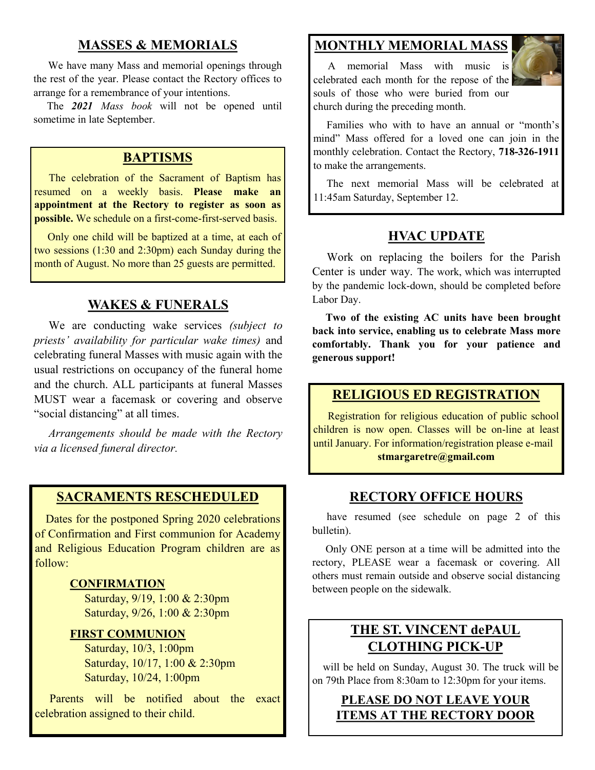## MASSES & MEMORIALS

We have many Mass and memorial openings through the rest of the year. Please contact the Rectory offices to arrange for a remembrance of your intentions.

The ***2021*** *Mass book* will not be opened until sometime in late September.

## BAPTISMS

The celebration of the Sacrament of Baptism has resumed on a weekly basis. **Please make an appointment at the Rectory to register as soon as possible.** We schedule on a first-come-first-served basis.

Only one child will be baptized at a time, at each of two sessions (1:30 and 2:30pm) each Sunday during the month of August. No more than 25 guests are permitted.

## WAKES & FUNERALS

We are conducting wake services *(subject to priests' availability for particular wake times)* and celebrating funeral Masses with music again with the usual restrictions on occupancy of the funeral home and the church. ALL participants at funeral Masses MUST wear a facemask or covering and observe "social distancing" at all times.

*Arrangements should be made with the Rectory via a licensed funeral director.*

## SACRAMENTS RESCHEDULED

Dates for the postponed Spring 2020 celebrations of Confirmation and First communion for Academy and Religious Education Program children are as follow:

**CONFIRMATION**

Saturday, 9/19, 1:00 & 2:30pm
Saturday, 9/26, 1:00 & 2:30pm

**FIRST COMMUNION**

Saturday, 10/3, 1:00pm
Saturday, 10/17, 1:00 & 2:30pm
Saturday, 10/24, 1:00pm

Parents will be notified about the exact celebration assigned to their child.

## MONTHLY MEMORIAL MASS

A memorial Mass with music is celebrated each month for the repose of the souls of those who were buried from our church during the preceding month.

Families who with to have an annual or "month's mind" Mass offered for a loved one can join in the monthly celebration. Contact the Rectory, **718-326-1911** to make the arrangements.

The next memorial Mass will be celebrated at 11:45am Saturday, September 12.

## HVAC UPDATE

Work on replacing the boilers for the Parish Center is under way. The work, which was interrupted by the pandemic lock-down, should be completed before Labor Day.

**Two of the existing AC units have been brought back into service, enabling us to celebrate Mass more comfortably. Thank you for your patience and generous support!**

## RELIGIOUS ED REGISTRATION

Registration for religious education of public school children is now open. Classes will be on-line at least until January. For information/registration please e-mail **stmargaretre@gmail.com**

## RECTORY OFFICE HOURS

have resumed (see schedule on page 2 of this bulletin).

Only ONE person at a time will be admitted into the rectory, PLEASE wear a facemask or covering. All others must remain outside and observe social distancing between people on the sidewalk.

## THE ST. VINCENT dePAUL CLOTHING PICK-UP

will be held on Sunday, August 30. The truck will be on 79th Place from 8:30am to 12:30pm for your items.

**PLEASE DO NOT LEAVE YOUR ITEMS AT THE RECTORY DOOR**